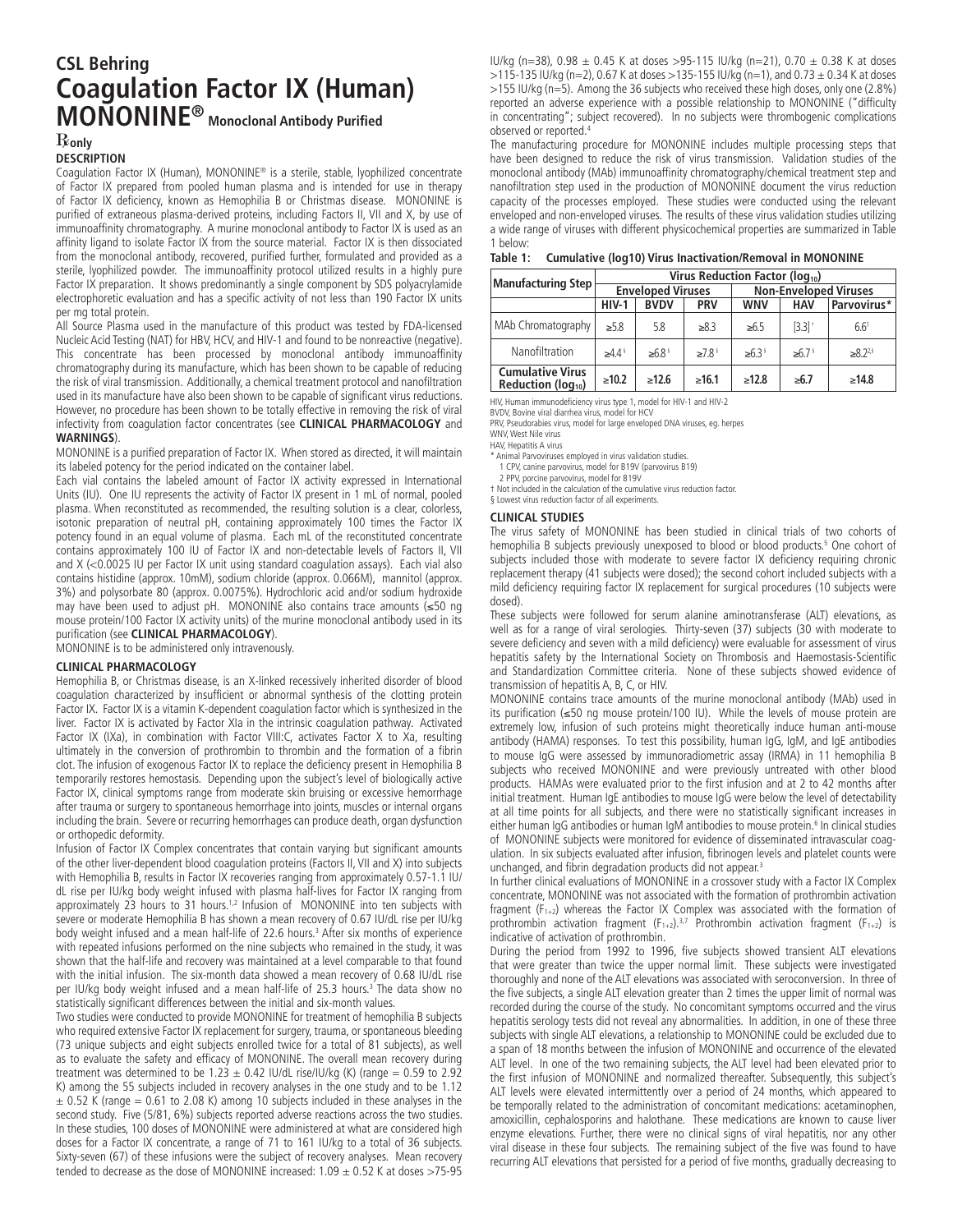# CSL Behring

# Coagulation Factor IX (Human)

# MONONINE® Monoclonal Antibody Purified

℞only

### DESCRIPTION

Coagulation Factor IX (Human), MONONINE® is a sterile, stable, lyophilized concentrate of Factor IX prepared from pooled human plasma and is intended for use in therapy of Factor IX deficiency, known as Hemophilia B or Christmas disease. MONONINE is purified of extraneous plasma-derived proteins, including Factors II, VII and X, by use of immunoaffinity chromatography. A murine monoclonal antibody to Factor IX is used as an affinity ligand to isolate Factor IX from the source material. Factor IX is then dissociated from the monoclonal antibody, recovered, purified further, formulated and provided as a sterile, lyophilized powder. The immunoaffinity protocol utilized results in a highly pure Factor IX preparation. It shows predominantly a single component by SDS polyacrylamide electrophoretic evaluation and has a specific activity of not less than 190 Factor IX units per mg total protein.

All Source Plasma used in the manufacture of this product was tested by FDA-licensed Nucleic Acid Testing (NAT) for HBV, HCV, and HIV-1 and found to be nonreactive (negative). This concentrate has been processed by monoclonal antibody immunoaffinity chromatography during its manufacture, which has been shown to be capable of reducing the risk of viral transmission. Additionally, a chemical treatment protocol and nanofiltration used in its manufacture have also been shown to be capable of significant virus reductions. However, no procedure has been shown to be totally effective in removing the risk of viral infectivity from coagulation factor concentrates (see **CLINICAL PHARMACOLOGY** and **WARNINGS**).

MONONINE is a purified preparation of Factor IX. When stored as directed, it will maintain its labeled potency for the period indicated on the container label.

Each vial contains the labeled amount of Factor IX activity expressed in International Units (IU). One IU represents the activity of Factor IX present in 1 mL of normal, pooled plasma. When reconstituted as recommended, the resulting solution is a clear, colorless, isotonic preparation of neutral pH, containing approximately 100 times the Factor IX potency found in an equal volume of plasma. Each mL of the reconstituted concentrate contains approximately 100 IU of Factor IX and non-detectable levels of Factors II, VII and X (<0.0025 IU per Factor IX unit using standard coagulation assays). Each vial also contains histidine (approx. 10mM), sodium chloride (approx. 0.066M), mannitol (approx. 3%) and polysorbate 80 (approx. 0.0075%). Hydrochloric acid and/or sodium hydroxide may have been used to adjust pH. MONONINE also contains trace amounts (≤50 ng mouse protein/100 Factor IX activity units) of the murine monoclonal antibody used in its purification (see **CLINICAL PHARMACOLOGY**).

MONONINE is to be administered only intravenously.

### CLINICAL PHARMACOLOGY

Hemophilia B, or Christmas disease, is an X-linked recessively inherited disorder of blood coagulation characterized by insufficient or abnormal synthesis of the clotting protein Factor IX. Factor IX is a vitamin K-dependent coagulation factor which is synthesized in the liver. Factor IX is activated by Factor XIa in the intrinsic coagulation pathway. Activated Factor IX (IXa), in combination with Factor VIII:C, activates Factor X to Xa, resulting ultimately in the conversion of prothrombin to thrombin and the formation of a fibrin clot. The infusion of exogenous Factor IX to replace the deficiency present in Hemophilia B temporarily restores hemostasis. Depending upon the subject's level of biologically active Factor IX, clinical symptoms range from moderate skin bruising or excessive hemorrhage after trauma or surgery to spontaneous hemorrhage into joints, muscles or internal organs including the brain. Severe or recurring hemorrhages can produce death, organ dysfunction or orthopedic deformity.

Infusion of Factor IX Complex concentrates that contain varying but significant amounts of the other liver-dependent blood coagulation proteins (Factors II, VII and X) into subjects with Hemophilia B, results in Factor IX recoveries ranging from approximately 0.57-1.1 IU/dL rise per IU/kg body weight infused with plasma half-lives for Factor IX ranging from approximately 23 hours to 31 hours.[1,2] Infusion of MONONINE into ten subjects with severe or moderate Hemophilia B has shown a mean recovery of 0.67 IU/dL rise per IU/kg body weight infused and a mean half-life of 22.6 hours.[3] After six months of experience with repeated infusions performed on the nine subjects who remained in the study, it was shown that the half-life and recovery was maintained at a level comparable to that found with the initial infusion. The six-month data showed a mean recovery of 0.68 IU/dL rise per IU/kg body weight infused and a mean half-life of 25.3 hours.[3] The data show no statistically significant differences between the initial and six-month values.

Two studies were conducted to provide MONONINE for treatment of hemophilia B subjects who required extensive Factor IX replacement for surgery, trauma, or spontaneous bleeding (73 unique subjects and eight subjects enrolled twice for a total of 81 subjects), as well as to evaluate the safety and efficacy of MONONINE. The overall mean recovery during treatment was determined to be 1.23 ± 0.42 IU/dL rise/IU/kg (K) (range = 0.59 to 2.92 K) among the 55 subjects included in recovery analyses in the one study and to be 1.12 ± 0.52 K (range = 0.61 to 2.08 K) among 10 subjects included in these analyses in the second study. Five (5/81, 6%) subjects reported adverse reactions across the two studies. In these studies, 100 doses of MONONINE were administered at what are considered high doses for a Factor IX concentrate, a range of 71 to 161 IU/kg to a total of 36 subjects. Sixty-seven (67) of these infusions were the subject of recovery analyses. Mean recovery tended to decrease as the dose of MONONINE increased: 1.09 ± 0.52 K at doses >75-95 IU/kg (n=38), 0.98 ± 0.45 K at doses >95-115 IU/kg (n=21), 0.70 ± 0.38 K at doses >115-135 IU/kg (n=2), 0.67 K at doses >135-155 IU/kg (n=1), and 0.73 ± 0.34 K at doses >155 IU/kg (n=5). Among the 36 subjects who received these high doses, only one (2.8%) reported an adverse experience with a possible relationship to MONONINE ("difficulty in concentrating"; subject recovered). In no subjects were thrombogenic complications observed or reported.[4]

The manufacturing procedure for MONONINE includes multiple processing steps that have been designed to reduce the risk of virus transmission. Validation studies of the monoclonal antibody (MAb) immunoaffinity chromatography/chemical treatment step and nanofiltration step used in the production of MONONINE document the virus reduction capacity of the processes employed. These studies were conducted using the relevant enveloped and non-enveloped viruses. The results of these virus validation studies utilizing a wide range of viruses with different physicochemical properties are summarized in Table 1 below:

**Table 1: Cumulative (log10) Virus Inactivation/Removal in MONONINE**

| Manufacturing Step | Virus Reduction Factor ($log_{10}$) | | | | | |
|---|---|---|---|---|---|---|
| | Enveloped Viruses | | | Non-Enveloped Viruses | | |
| | HIV-1 | BVDV | PRV | WNV | HAV | Parvovirus* |
| MAb Chromatography | ≥5.8 | 5.8 | ≥8.3 | ≥6.5 | [3.3]† | 6.6[1] |
| Nanofiltration | ≥4.4§ | ≥6.8§ | ≥7.8§ | ≥6.3§ | ≥6.7§ | ≥8.2[2,§] |
| **Cumulative Virus Reduction ($log_{10}$)** | **≥10.2** | **≥12.6** | **≥16.1** | **≥12.8** | **≥6.7** | **≥14.8** |

HIV, Human immunodeficiency virus type 1, model for HIV-1 and HIV-2
BVDV, Bovine viral diarrhea virus, model for HCV
PRV, Pseudorabies virus, model for large enveloped DNA viruses, eg. herpes
WNV, West Nile virus
HAV, Hepatitis A virus
\* Animal Parvoviruses employed in virus validation studies.
1 CPV, canine parvovirus, model for B19V (parvovirus B19)
2 PPV, porcine parvovirus, model for B19V
† Not included in the calculation of the cumulative virus reduction factor.
§ Lowest virus reduction factor of all experiments.

### CLINICAL STUDIES

The virus safety of MONONINE has been studied in clinical trials of two cohorts of hemophilia B subjects previously unexposed to blood or blood products.[5] One cohort of subjects included those with moderate to severe factor IX deficiency requiring chronic replacement therapy (41 subjects were dosed); the second cohort included subjects with a mild deficiency requiring factor IX replacement for surgical procedures (10 subjects were dosed).

These subjects were followed for serum alanine aminotransferase (ALT) elevations, as well as for a range of viral serologies. Thirty-seven (37) subjects (30 with moderate to severe deficiency and seven with a mild deficiency) were evaluable for assessment of virus hepatitis safety by the International Society on Thrombosis and Haemostasis-Scientific and Standardization Committee criteria. None of these subjects showed evidence of transmission of hepatitis A, B, C, or HIV.

MONONINE contains trace amounts of the murine monoclonal antibody (MAb) used in its purification (≤50 ng mouse protein/100 IU). While the levels of mouse protein are extremely low, infusion of such proteins might theoretically induce human anti-mouse antibody (HAMA) responses. To test this possibility, human IgG, IgM, and IgE antibodies to mouse IgG were assessed by immunoradiometric assay (IRMA) in 11 hemophilia B subjects who received MONONINE and were previously untreated with other blood products. HAMAs were evaluated prior to the first infusion and at 2 to 42 months after initial treatment. Human IgE antibodies to mouse IgG were below the level of detectability at all time points for all subjects, and there were no statistically significant increases in either human IgG antibodies or human IgM antibodies to mouse protein.[6] In clinical studies of MONONINE subjects were monitored for evidence of disseminated intravascular coagulation. In six subjects evaluated after infusion, fibrinogen levels and platelet counts were unchanged, and fibrin degradation products did not appear.[3]

In further clinical evaluations of MONONINE in a crossover study with a Factor IX Complex concentrate, MONONINE was not associated with the formation of prothrombin activation fragment ($F_{1+2}$) whereas the Factor IX Complex was associated with the formation of prothrombin activation fragment ($F_{1+2}$).[3,7] Prothrombin activation fragment ($F_{1+2}$) is indicative of activation of prothrombin.

During the period from 1992 to 1996, five subjects showed transient ALT elevations that were greater than twice the upper normal limit. These subjects were investigated thoroughly and none of the ALT elevations was associated with seroconversion. In three of the five subjects, a single ALT elevation greater than 2 times the upper limit of normal was recorded during the course of the study. No concomitant symptoms occurred and the virus hepatitis serology tests did not reveal any abnormalities. In addition, in one of these three subjects with single ALT elevations, a relationship to MONONINE could be excluded due to a span of 18 months between the infusion of MONONINE and occurrence of the elevated ALT level. In one of the two remaining subjects, the ALT level had been elevated prior to the first infusion of MONONINE and normalized thereafter. Subsequently, this subject's ALT levels were elevated intermittently over a period of 24 months, which appeared to be temporally related to the administration of concomitant medications: acetaminophen, amoxicillin, cephalosporins and halothane. These medications are known to cause liver enzyme elevations. Further, there were no clinical signs of viral hepatitis, nor any other viral disease in these four subjects. The remaining subject of the five was found to have recurring ALT elevations that persisted for a period of five months, gradually decreasing to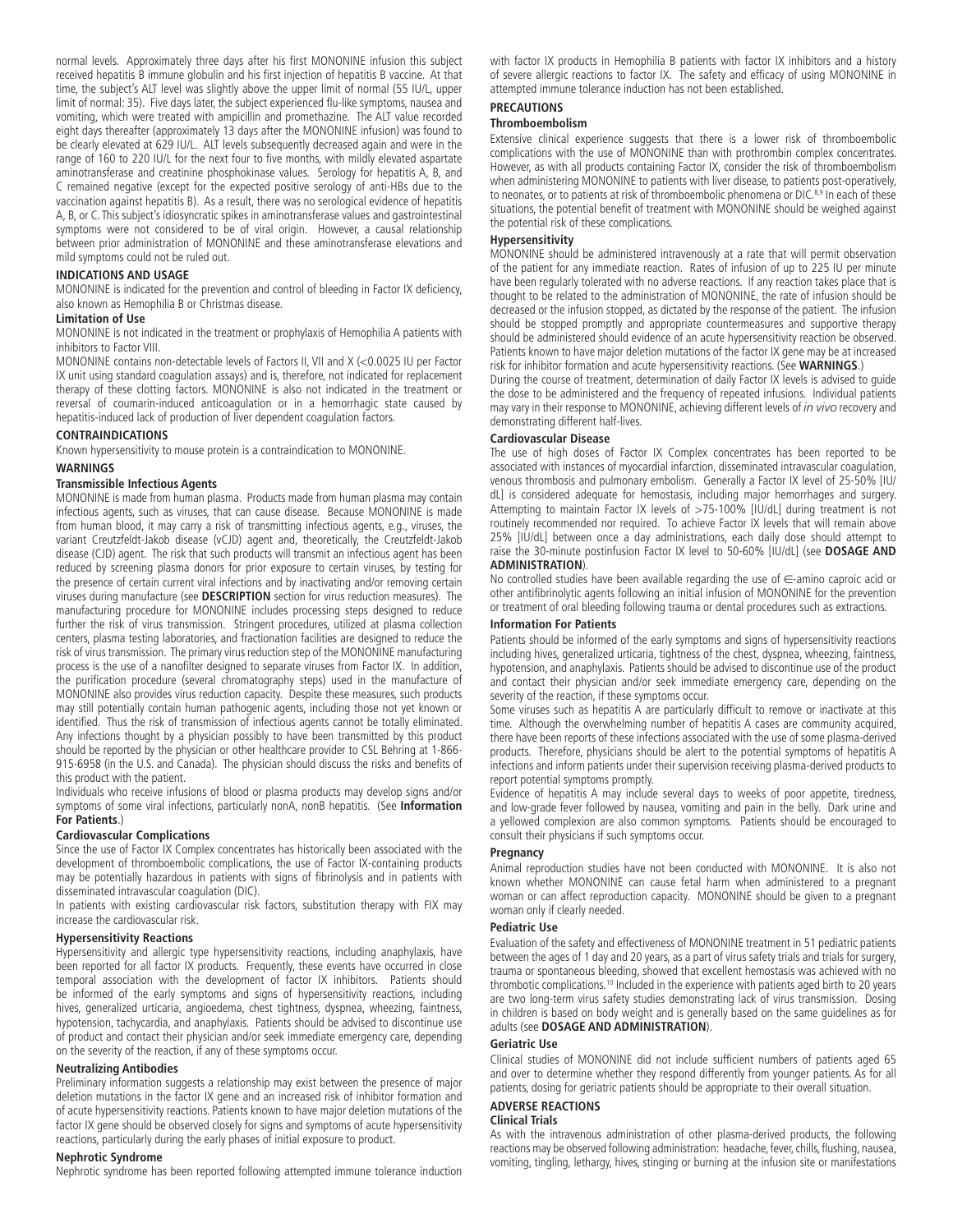normal levels. Approximately three days after his first MONONINE infusion this subject received hepatitis B immune globulin and his first injection of hepatitis B vaccine. At that time, the subject's ALT level was slightly above the upper limit of normal (55 IU/L, upper limit of normal: 35). Five days later, the subject experienced flu-like symptoms, nausea and vomiting, which were treated with ampicillin and promethazine. The ALT value recorded eight days thereafter (approximately 13 days after the MONONINE infusion) was found to be clearly elevated at 629 IU/L. ALT levels subsequently decreased again and were in the range of 160 to 220 IU/L for the next four to five months, with mildly elevated aspartate aminotransferase and creatinine phosphokinase values. Serology for hepatitis A, B, and C remained negative (except for the expected positive serology of anti-HBs due to the vaccination against hepatitis B). As a result, there was no serological evidence of hepatitis A, B, or C. This subject's idiosyncratic spikes in aminotransferase values and gastrointestinal symptoms were not considered to be of viral origin. However, a causal relationship between prior administration of MONONINE and these aminotransferase elevations and mild symptoms could not be ruled out.

## INDICATIONS AND USAGE

MONONINE is indicated for the prevention and control of bleeding in Factor IX deficiency, also known as Hemophilia B or Christmas disease.

### Limitation of Use

MONONINE is not indicated in the treatment or prophylaxis of Hemophilia A patients with inhibitors to Factor VIII.

MONONINE contains non-detectable levels of Factors II, VII and X (<0.0025 IU per Factor IX unit using standard coagulation assays) and is, therefore, not indicated for replacement therapy of these clotting factors. MONONINE is also not indicated in the treatment or reversal of coumarin-induced anticoagulation or in a hemorrhagic state caused by hepatitis-induced lack of production of liver dependent coagulation factors.

## CONTRAINDICATIONS

Known hypersensitivity to mouse protein is a contraindication to MONONINE.

## WARNINGS

### Transmissible Infectious Agents

MONONINE is made from human plasma. Products made from human plasma may contain infectious agents, such as viruses, that can cause disease. Because MONONINE is made from human blood, it may carry a risk of transmitting infectious agents, e.g., viruses, the variant Creutzfeldt-Jakob disease (vCJD) agent and, theoretically, the Creutzfeldt-Jakob disease (CJD) agent. The risk that such products will transmit an infectious agent has been reduced by screening plasma donors for prior exposure to certain viruses, by testing for the presence of certain current viral infections and by inactivating and/or removing certain viruses during manufacture (see **DESCRIPTION** section for virus reduction measures). The manufacturing procedure for MONONINE includes processing steps designed to reduce further the risk of virus transmission. Stringent procedures, utilized at plasma collection centers, plasma testing laboratories, and fractionation facilities are designed to reduce the risk of virus transmission. The primary virus reduction step of the MONONINE manufacturing process is the use of a nanofilter designed to separate viruses from Factor IX. In addition, the purification procedure (several chromatography steps) used in the manufacture of MONONINE also provides virus reduction capacity. Despite these measures, such products may still potentially contain human pathogenic agents, including those not yet known or identified. Thus the risk of transmission of infectious agents cannot be totally eliminated. Any infections thought by a physician possibly to have been transmitted by this product should be reported by the physician or other healthcare provider to CSL Behring at 1-866-915-6958 (in the U.S. and Canada). The physician should discuss the risks and benefits of this product with the patient.

Individuals who receive infusions of blood or plasma products may develop signs and/or symptoms of some viral infections, particularly nonA, nonB hepatitis. (See **Information For Patients**.)

### Cardiovascular Complications

Since the use of Factor IX Complex concentrates has historically been associated with the development of thromboembolic complications, the use of Factor IX-containing products may be potentially hazardous in patients with signs of fibrinolysis and in patients with disseminated intravascular coagulation (DIC).

In patients with existing cardiovascular risk factors, substitution therapy with FIX may increase the cardiovascular risk.

### Hypersensitivity Reactions

Hypersensitivity and allergic type hypersensitivity reactions, including anaphylaxis, have been reported for all factor IX products. Frequently, these events have occurred in close temporal association with the development of factor IX inhibitors. Patients should be informed of the early symptoms and signs of hypersensitivity reactions, including hives, generalized urticaria, angioedema, chest tightness, dyspnea, wheezing, faintness, hypotension, tachycardia, and anaphylaxis. Patients should be advised to discontinue use of product and contact their physician and/or seek immediate emergency care, depending on the severity of the reaction, if any of these symptoms occur.

### Neutralizing Antibodies

Preliminary information suggests a relationship may exist between the presence of major deletion mutations in the factor IX gene and an increased risk of inhibitor formation and of acute hypersensitivity reactions. Patients known to have major deletion mutations of the factor IX gene should be observed closely for signs and symptoms of acute hypersensitivity reactions, particularly during the early phases of initial exposure to product.

### Nephrotic Syndrome

Nephrotic syndrome has been reported following attempted immune tolerance induction with factor IX products in Hemophilia B patients with factor IX inhibitors and a history of severe allergic reactions to factor IX. The safety and efficacy of using MONONINE in attempted immune tolerance induction has not been established.

## PRECAUTIONS

### Thromboembolism

Extensive clinical experience suggests that there is a lower risk of thromboembolic complications with the use of MONONINE than with prothrombin complex concentrates. However, as with all products containing Factor IX, consider the risk of thromboembolism when administering MONONINE to patients with liver disease, to patients post-operatively, to neonates, or to patients at risk of thromboembolic phenomena or DIC.[8,9] In each of these situations, the potential benefit of treatment with MONONINE should be weighed against the potential risk of these complications.

### Hypersensitivity

MONONINE should be administered intravenously at a rate that will permit observation of the patient for any immediate reaction. Rates of infusion of up to 225 IU per minute have been regularly tolerated with no adverse reactions. If any reaction takes place that is thought to be related to the administration of MONONINE, the rate of infusion should be decreased or the infusion stopped, as dictated by the response of the patient. The infusion should be stopped promptly and appropriate countermeasures and supportive therapy should be administered should evidence of an acute hypersensitivity reaction be observed. Patients known to have major deletion mutations of the factor IX gene may be at increased risk for inhibitor formation and acute hypersensitivity reactions. (See **WARNINGS**.)

During the course of treatment, determination of daily Factor IX levels is advised to guide the dose to be administered and the frequency of repeated infusions. Individual patients may vary in their response to MONONINE, achieving different levels of *in vivo* recovery and demonstrating different half-lives.

### Cardiovascular Disease

The use of high doses of Factor IX Complex concentrates has been reported to be associated with instances of myocardial infarction, disseminated intravascular coagulation, venous thrombosis and pulmonary embolism. Generally a Factor IX level of 25-50% [IU/dL] is considered adequate for hemostasis, including major hemorrhages and surgery. Attempting to maintain Factor IX levels of >75-100% [IU/dL] during treatment is not routinely recommended nor required. To achieve Factor IX levels that will remain above 25% [IU/dL] between once a day administrations, each daily dose should attempt to raise the 30-minute postinfusion Factor IX level to 50-60% [IU/dL] (see **DOSAGE AND ADMINISTRATION**).

No controlled studies have been available regarding the use of ∈-amino caproic acid or other antifibrinolytic agents following an initial infusion of MONONINE for the prevention or treatment of oral bleeding following trauma or dental procedures such as extractions.

### Information For Patients

Patients should be informed of the early symptoms and signs of hypersensitivity reactions including hives, generalized urticaria, tightness of the chest, dyspnea, wheezing, faintness, hypotension, and anaphylaxis. Patients should be advised to discontinue use of the product and contact their physician and/or seek immediate emergency care, depending on the severity of the reaction, if these symptoms occur.

Some viruses such as hepatitis A are particularly difficult to remove or inactivate at this time. Although the overwhelming number of hepatitis A cases are community acquired, there have been reports of these infections associated with the use of some plasma-derived products. Therefore, physicians should be alert to the potential symptoms of hepatitis A infections and inform patients under their supervision receiving plasma-derived products to report potential symptoms promptly.

Evidence of hepatitis A may include several days to weeks of poor appetite, tiredness, and low-grade fever followed by nausea, vomiting and pain in the belly. Dark urine and a yellowed complexion are also common symptoms. Patients should be encouraged to consult their physicians if such symptoms occur.

### Pregnancy

Animal reproduction studies have not been conducted with MONONINE. It is also not known whether MONONINE can cause fetal harm when administered to a pregnant woman or can affect reproduction capacity. MONONINE should be given to a pregnant woman only if clearly needed.

### Pediatric Use

Evaluation of the safety and effectiveness of MONONINE treatment in 51 pediatric patients between the ages of 1 day and 20 years, as a part of virus safety trials and trials for surgery, trauma or spontaneous bleeding, showed that excellent hemostasis was achieved with no thrombotic complications.[10] Included in the experience with patients aged birth to 20 years are two long-term virus safety studies demonstrating lack of virus transmission. Dosing in children is based on body weight and is generally based on the same guidelines as for adults (see **DOSAGE AND ADMINISTRATION**).

### Geriatric Use

Clinical studies of MONONINE did not include sufficient numbers of patients aged 65 and over to determine whether they respond differently from younger patients. As for all patients, dosing for geriatric patients should be appropriate to their overall situation.

## ADVERSE REACTIONS

### Clinical Trials

As with the intravenous administration of other plasma-derived products, the following reactions may be observed following administration: headache, fever, chills, flushing, nausea, vomiting, tingling, lethargy, hives, stinging or burning at the infusion site or manifestations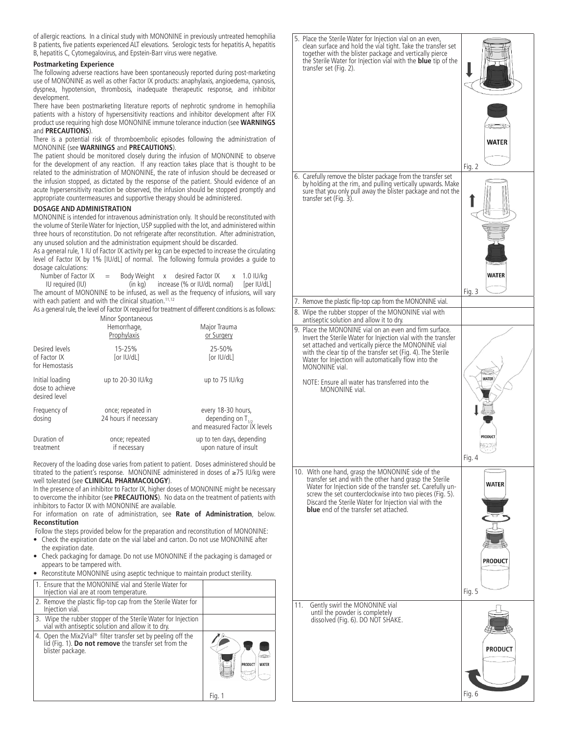of allergic reactions. In a clinical study with MONONINE in previously untreated hemophilia B patients, five patients experienced ALT elevations. Serologic tests for hepatitis A, hepatitis B, hepatitis C, Cytomegalovirus, and Epstein-Barr virus were negative.

**Postmarketing Experience**

The following adverse reactions have been spontaneously reported during post-marketing use of MONONINE as well as other Factor IX products: anaphylaxis, angioedema, cyanosis, dyspnea, hypotension, thrombosis, inadequate therapeutic response, and inhibitor development.

There have been postmarketing literature reports of nephrotic syndrome in hemophilia patients with a history of hypersensitivity reactions and inhibitor development after FIX product use requiring high dose MONONINE immune tolerance induction (see **WARNINGS** and **PRECAUTIONS**).

There is a potential risk of thromboembolic episodes following the administration of MONONINE (see **WARNINGS** and **PRECAUTIONS**).

The patient should be monitored closely during the infusion of MONONINE to observe for the development of any reaction. If any reaction takes place that is thought to be related to the administration of MONONINE, the rate of infusion should be decreased or the infusion stopped, as dictated by the response of the patient. Should evidence of an acute hypersensitivity reaction be observed, the infusion should be stopped promptly and appropriate countermeasures and supportive therapy should be administered.

**DOSAGE AND ADMINISTRATION**

MONONINE is intended for intravenous administration only. It should be reconstituted with the volume of Sterile Water for Injection, USP supplied with the lot, and administered within three hours of reconstitution. Do not refrigerate after reconstitution. After administration, any unused solution and the administration equipment should be discarded.

As a general rule, 1 IU of Factor IX activity per kg can be expected to increase the circulating level of Factor IX by 1% [IU/dL] of normal. The following formula provides a guide to dosage calculations:

Number of Factor IX IU required (IU) = Body Weight (in kg) x desired Factor IX increase (% or IU/dL normal) x 1.0 IU/kg [per IU/dL]

The amount of MONONINE to be infused, as well as the frequency of infusions, will vary with each patient and with the clinical situation.[11,12]

As a general rule, the level of Factor IX required for treatment of different conditions is as follows:

| | Minor Spontaneous Hemorrhage, Prophylaxis | Major Trauma or Surgery |
|---|---|---|
| Desired levels of Factor IX for Hemostasis | 15-25% [or IU/dL] | 25-50% [or IU/dL] |
| Initial loading dose to achieve desired level | up to 20-30 IU/kg | up to 75 IU/kg |
| Frequency of dosing | once; repeated in 24 hours if necessary | every 18-30 hours, depending on $T_{1/2}$ and measured Factor IX levels |
| Duration of treatment | once; repeated if necessary | up to ten days, depending upon nature of insult |

Recovery of the loading dose varies from patient to patient. Doses administered should be titrated to the patient's response. MONONINE administered in doses of ≥75 IU/kg were well tolerated (see **CLINICAL PHARMACOLOGY**).

In the presence of an inhibitor to Factor IX, higher doses of MONONINE might be necessary to overcome the inhibitor (see **PRECAUTIONS**). No data on the treatment of patients with inhibitors to Factor IX with MONONINE are available.

For information on rate of administration, see **Rate of Administration**, below.

**Reconstitution**

Follow the steps provided below for the preparation and reconstitution of MONONINE:

- Check the expiration date on the vial label and carton. Do not use MONONINE after the expiration date.
- Check packaging for damage. Do not use MONONINE if the packaging is damaged or appears to be tampered with.
- Reconstitute MONONINE using aseptic technique to maintain product sterility.

| Step | Figure |
|---|---|
| 1. Ensure that the MONONINE vial and Sterile Water for Injection vial are at room temperature. | |
| 2. Remove the plastic flip-top cap from the Sterile Water for Injection vial. | |
| 3. Wipe the rubber stopper of the Sterile Water for Injection vial with antiseptic solution and allow it to dry. | |
| 4. Open the Mix2Vial® filter transfer set by peeling off the lid (Fig. 1). **Do not remove** the transfer set from the blister package. | Fig. 1 |
| 5. Place the Sterile Water for Injection vial on an even, clean surface and hold the vial tight. Take the transfer set together with the blister package and vertically pierce the Sterile Water for Injection vial with the **blue** tip of the transfer set (Fig. 2). | Fig. 2 |
| 6. Carefully remove the blister package from the transfer set by holding at the rim, and pulling vertically upwards. Make sure that you only pull away the blister package and not the transfer set (Fig. 3). | Fig. 3 |
| 7. Remove the plastic flip-top cap from the MONONINE vial. | |
| 8. Wipe the rubber stopper of the MONONINE vial with antiseptic solution and allow it to dry. | |
| 9. Place the MONONINE vial on an even and firm surface. Invert the Sterile Water for Injection vial with the transfer set attached and vertically pierce the MONONINE vial with the clear tip of the transfer set (Fig. 4). The Sterile Water for Injection will automatically flow into the MONONINE vial. NOTE: Ensure all water has transferred into the MONONINE vial. | Fig. 4 |
| 10. With one hand, grasp the MONONINE side of the transfer set and with the other hand grasp the Sterile Water for Injection side of the transfer set. Carefully unscrew the set counterclockwise into two pieces (Fig. 5). Discard the Sterile Water for Injection vial with the **blue** end of the transfer set attached. | Fig. 5 |
| 11. Gently swirl the MONONINE vial until the powder is completely dissolved (Fig. 6). DO NOT SHAKE. | Fig. 6 |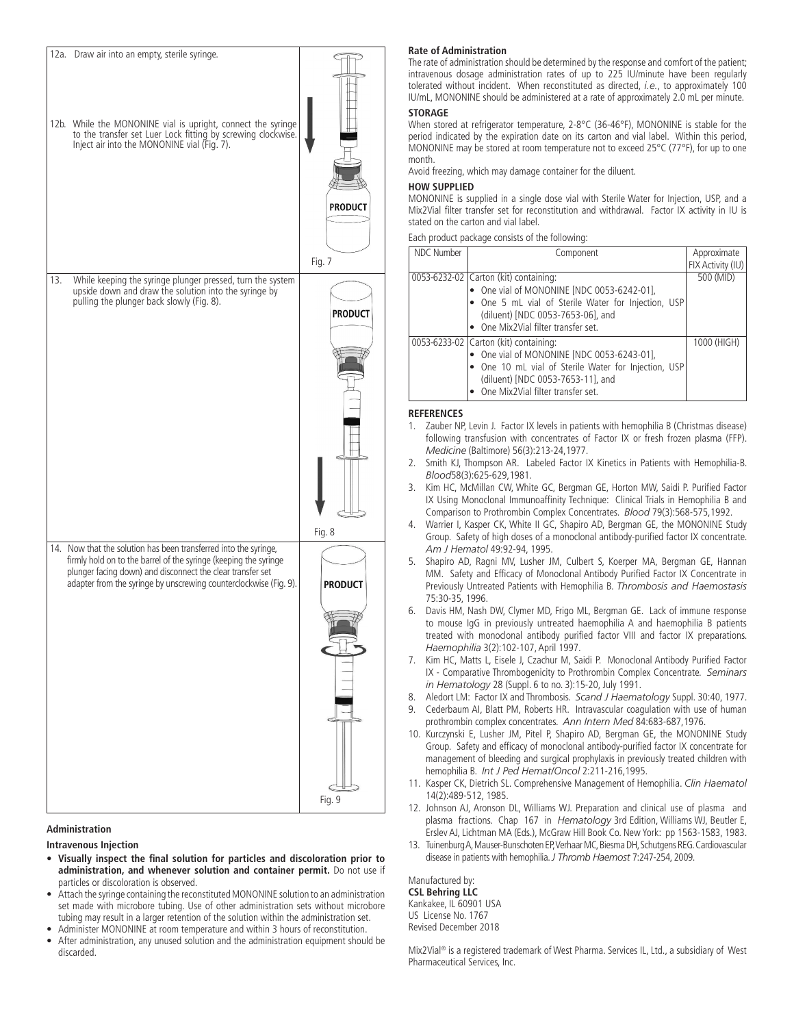12a. Draw air into an empty, sterile syringe.

12b. While the MONONINE vial is upright, connect the syringe to the transfer set Luer Lock fitting by screwing clockwise. Inject air into the MONONINE vial (Fig. 7).

PRODUCT

Fig. 7

13. While keeping the syringe plunger pressed, turn the system upside down and draw the solution into the syringe by pulling the plunger back slowly (Fig. 8).

PRODUCT

Fig. 8

14. Now that the solution has been transferred into the syringe, firmly hold on to the barrel of the syringe (keeping the syringe plunger facing down) and disconnect the clear transfer set adapter from the syringe by unscrewing counterclockwise (Fig. 9).

PRODUCT

Fig. 9

### Administration

#### Intravenous Injection

- **Visually inspect the final solution for particles and discoloration prior to administration, and whenever solution and container permit.** Do not use if particles or discoloration is observed.
- Attach the syringe containing the reconstituted MONONINE solution to an administration set made with microbore tubing. Use of other administration sets without microbore tubing may result in a larger retention of the solution within the administration set.
- Administer MONONINE at room temperature and within 3 hours of reconstitution.
- After administration, any unused solution and the administration equipment should be discarded.

### Rate of Administration

The rate of administration should be determined by the response and comfort of the patient; intravenous dosage administration rates of up to 225 IU/minute have been regularly tolerated without incident. When reconstituted as directed, *i.e.*, to approximately 100 IU/mL, MONONINE should be administered at a rate of approximately 2.0 mL per minute.

### STORAGE

When stored at refrigerator temperature, 2-8°C (36-46°F), MONONINE is stable for the period indicated by the expiration date on its carton and vial label. Within this period, MONONINE may be stored at room temperature not to exceed 25°C (77°F), for up to one month.

Avoid freezing, which may damage container for the diluent.

### HOW SUPPLIED

MONONINE is supplied in a single dose vial with Sterile Water for Injection, USP, and a Mix2Vial filter transfer set for reconstitution and withdrawal. Factor IX activity in IU is stated on the carton and vial label.

Each product package consists of the following:

| NDC Number | Component | Approximate FIX Activity (IU) |
|---|---|---|
| 0053-6232-02 | Carton (kit) containing:<br>• One vial of MONONINE [NDC 0053-6242-01],<br>• One 5 mL vial of Sterile Water for Injection, USP (diluent) [NDC 0053-7653-06], and<br>• One Mix2Vial filter transfer set. | 500 (MID) |
| 0053-6233-02 | Carton (kit) containing:<br>• One vial of MONONINE [NDC 0053-6243-01],<br>• One 10 mL vial of Sterile Water for Injection, USP (diluent) [NDC 0053-7653-11], and<br>• One Mix2Vial filter transfer set. | 1000 (HIGH) |

### REFERENCES

1. Zauber NP, Levin J. Factor IX levels in patients with hemophilia B (Christmas disease) following transfusion with concentrates of Factor IX or fresh frozen plasma (FFP). *Medicine* (Baltimore) 56(3):213-24,1977.
2. Smith KJ, Thompson AR. Labeled Factor IX Kinetics in Patients with Hemophilia-B. *Blood*58(3):625-629,1981.
3. Kim HC, McMillan CW, White GC, Bergman GE, Horton MW, Saidi P. Purified Factor IX Using Monoclonal Immunoaffinity Technique: Clinical Trials in Hemophilia B and Comparison to Prothrombin Complex Concentrates. *Blood* 79(3):568-575,1992.
4. Warrier I, Kasper CK, White II GC, Shapiro AD, Bergman GE, the MONONINE Study Group. Safety of high doses of a monoclonal antibody-purified factor IX concentrate. *Am J Hematol* 49:92-94, 1995.
5. Shapiro AD, Ragni MV, Lusher JM, Culbert S, Koerper MA, Bergman GE, Hannan MM. Safety and Efficacy of Monoclonal Antibody Purified Factor IX Concentrate in Previously Untreated Patients with Hemophilia B. *Thrombosis and Haemostasis* 75:30-35, 1996.
6. Davis HM, Nash DW, Clymer MD, Frigo ML, Bergman GE. Lack of immune response to mouse IgG in previously untreated haemophilia A and haemophilia B patients treated with monoclonal antibody purified factor VIII and factor IX preparations. *Haemophilia* 3(2):102-107, April 1997.
7. Kim HC, Matts L, Eisele J, Czachur M, Saidi P. Monoclonal Antibody Purified Factor IX - Comparative Thrombogenicity to Prothrombin Complex Concentrate. *Seminars in Hematology* 28 (Suppl. 6 to no. 3):15-20, July 1991.
8. Aledort LM: Factor IX and Thrombosis. *Scand J Haematology* Suppl. 30:40, 1977.
9. Cederbaum AI, Blatt PM, Roberts HR. Intravascular coagulation with use of human prothrombin complex concentrates. *Ann Intern Med* 84:683-687,1976.
10. Kurczynski E, Lusher JM, Pitel P, Shapiro AD, Bergman GE, the MONONINE Study Group. Safety and efficacy of monoclonal antibody-purified factor IX concentrate for management of bleeding and surgical prophylaxis in previously treated children with hemophilia B. *Int J Ped Hemat/Oncol* 2:211-216,1995.
11. Kasper CK, Dietrich SL. Comprehensive Management of Hemophilia. *Clin Haematol* 14(2):489-512, 1985.
12. Johnson AJ, Aronson DL, Williams WJ. Preparation and clinical use of plasma and plasma fractions. Chap 167 in *Hematology* 3rd Edition, Williams WJ, Beutler E, Erslev AJ, Lichtman MA (Eds.), McGraw Hill Book Co. New York: pp 1563-1583, 1983.
13. Tuinenburg A, Mauser-Bunschoten EP, Verhaar MC, Biesma DH, Schutgens REG. Cardiovascular disease in patients with hemophilia. *J Thromb Haemost* 7:247-254, 2009.

Manufactured by:
**CSL Behring LLC**
Kankakee, IL 60901 USA
US License No. 1767
Revised December 2018

Mix2Vial® is a registered trademark of West Pharma. Services IL, Ltd., a subsidiary of West Pharmaceutical Services, Inc.